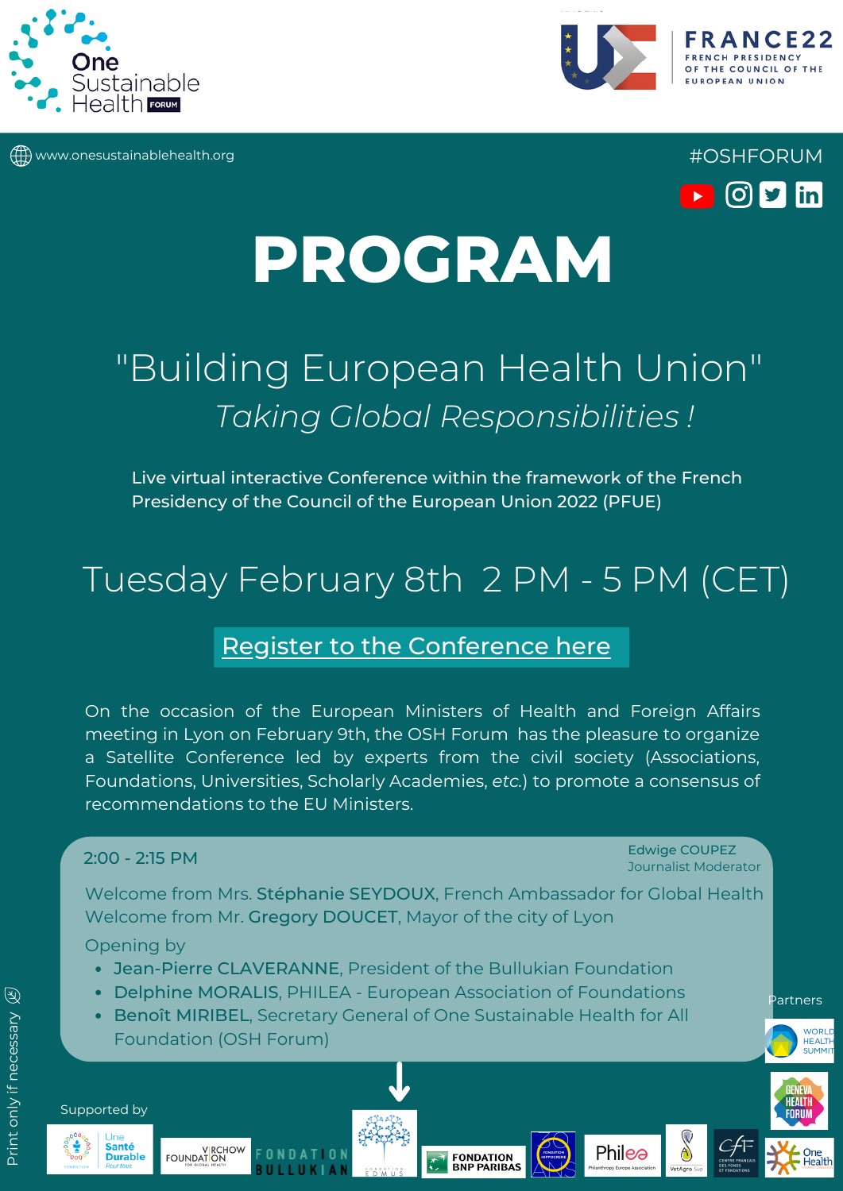One Sustainable Health FORUM

FRANCE22 FRENCH PRESIDENCY OF THE COUNCIL OF THE EUROPEAN UNION

www.onesustainablehealth.org

#OSHFORUM

# PROGRAM

## "Building European Health Union"

### *Taking Global Responsibilities !*

Live virtual interactive Conference within the framework of the French Presidency of the Council of the European Union 2022 (PFUE)

## Tuesday February 8th 2 PM - 5 PM (CET)

Register to the Conference here

On the occasion of the European Ministers of Health and Foreign Affairs meeting in Lyon on February 9th, the OSH Forum has the pleasure to organize a Satellite Conference led by experts from the civil society (Associations, Foundations, Universities, Scholarly Academies, *etc.*) to promote a consensus of recommendations to the EU Ministers.

**2:00 - 2:15 PM**

Edwige COUPEZ
Journalist Moderator

Welcome from Mrs. **Stéphanie SEYDOUX**, French Ambassador for Global Health
Welcome from Mr. **Gregory DOUCET**, Mayor of the city of Lyon

Opening by

- **Jean-Pierre CLAVERANNE**, President of the Bullukian Foundation
- **Delphine MORALIS**, PHILEA - European Association of Foundations
- **Benoît MIRIBEL**, Secretary General of One Sustainable Health for All Foundation (OSH Forum)

Partners

World Health Summit, Geneva Health Forum, One Health

Supported by

Une Santé Durable pour tous, Virchow Foundation for Global Health, Fondation Bullukian, Fondation Edmus, Fondation BNP Paribas, Fondation Hippocrène, Philea, VetAgro Sup, Centre Français des Fonds et Fondations

Print only if necessary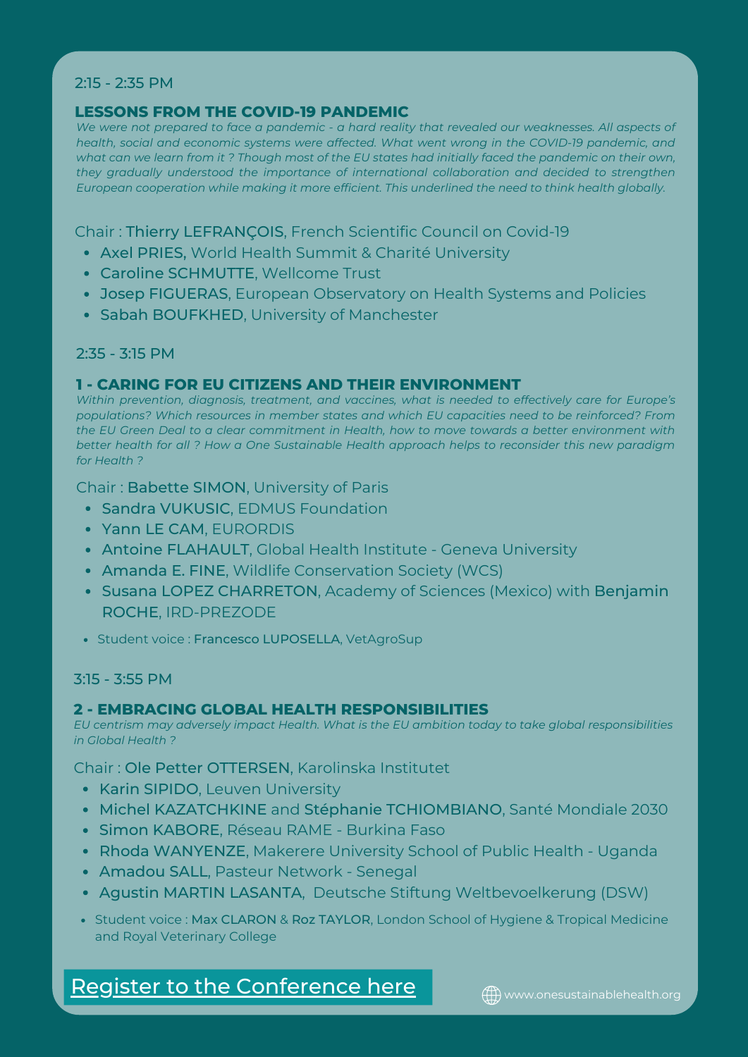2:15 - 2:35 PM

### LESSONS FROM THE COVID-19 PANDEMIC

*We were not prepared to face a pandemic - a hard reality that revealed our weaknesses. All aspects of health, social and economic systems were affected. What went wrong in the COVID-19 pandemic, and what can we learn from it ? Though most of the EU states had initially faced the pandemic on their own, they gradually understood the importance of international collaboration and decided to strengthen European cooperation while making it more efficient. This underlined the need to think health globally.*

Chair : **Thierry LEFRANÇOIS**, French Scientific Council on Covid-19

- **Axel PRIES,** World Health Summit & Charité University
- **Caroline SCHMUTTE**, Wellcome Trust
- **Josep FIGUERAS**, European Observatory on Health Systems and Policies
- **Sabah BOUFKHED**, University of Manchester

2:35 - 3:15 PM

### 1 - CARING FOR EU CITIZENS AND THEIR ENVIRONMENT

*Within prevention, diagnosis, treatment, and vaccines, what is needed to effectively care for Europe's populations? Which resources in member states and which EU capacities need to be reinforced? From the EU Green Deal to a clear commitment in Health, how to move towards a better environment with better health for all ? How a One Sustainable Health approach helps to reconsider this new paradigm for Health ?*

Chair : **Babette SIMON**, University of Paris

- **Sandra VUKUSIC**, EDMUS Foundation
- **Yann LE CAM**, EURORDIS
- **Antoine FLAHAULT**, Global Health Institute - Geneva University
- **Amanda E. FINE**, Wildlife Conservation Society (WCS)
- **Susana LOPEZ CHARRETON**, Academy of Sciences (Mexico) with **Benjamin ROCHE**, IRD-PREZODE
- Student voice : **Francesco LUPOSELLA**, VetAgroSup

3:15 - 3:55 PM

### 2 - EMBRACING GLOBAL HEALTH RESPONSIBILITIES

*EU centrism may adversely impact Health. What is the EU ambition today to take global responsibilities in Global Health ?*

Chair : **Ole Petter OTTERSEN**, Karolinska Institutet

- **Karin SIPIDO**, Leuven University
- **Michel KAZATCHKINE** and **Stéphanie TCHIOMBIANO**, Santé Mondiale 2030
- **Simon KABORE**, Réseau RAME - Burkina Faso
- **Rhoda WANYENZE**, Makerere University School of Public Health - Uganda
- **Amadou SALL**, Pasteur Network - Senegal
- **Agustin MARTIN LASANTA**, Deutsche Stiftung Weltbevoelkerung (DSW)
- Student voice : **Max CLARON** & **Roz TAYLOR**, London School of Hygiene & Tropical Medicine and Royal Veterinary College

Register to the Conference here

www.onesustainablehealth.org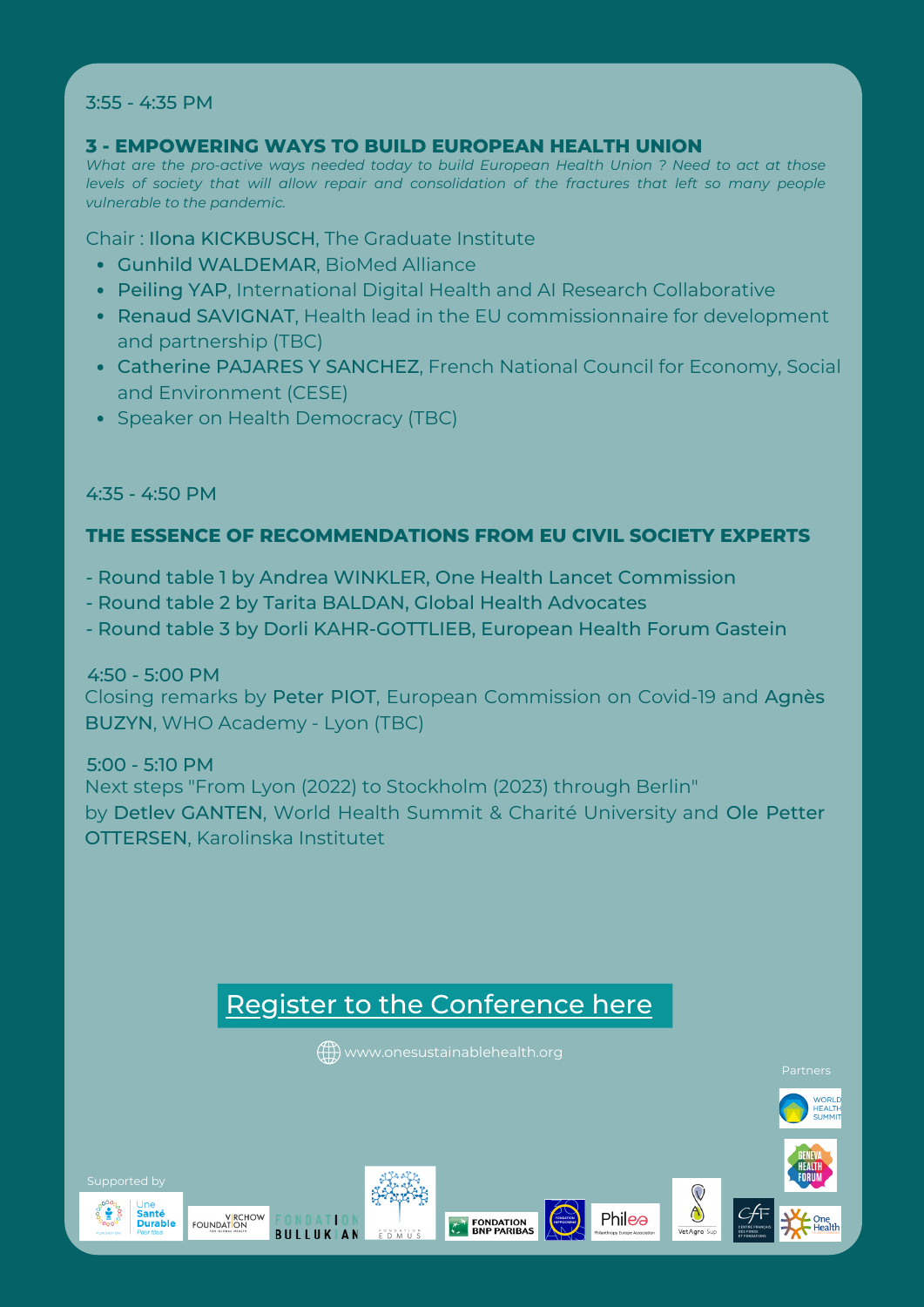3:55 - 4:35 PM

## 3 - EMPOWERING WAYS TO BUILD EUROPEAN HEALTH UNION

*What are the pro-active ways needed today to build European Health Union ? Need to act at those levels of society that will allow repair and consolidation of the fractures that left so many people vulnerable to the pandemic.*

Chair : **Ilona KICKBUSCH**, The Graduate Institute

- **Gunhild WALDEMAR**, BioMed Alliance
- **Peiling YAP**, International Digital Health and AI Research Collaborative
- **Renaud SAVIGNAT**, Health lead in the EU commissionnaire for development and partnership (TBC)
- **Catherine PAJARES Y SANCHEZ**, French National Council for Economy, Social and Environment (CESE)
- Speaker on Health Democracy (TBC)

4:35 - 4:50 PM

## THE ESSENCE OF RECOMMENDATIONS FROM EU CIVIL SOCIETY EXPERTS

- Round table 1 by Andrea WINKLER, One Health Lancet Commission
- Round table 2 by Tarita BALDAN, Global Health Advocates
- Round table 3 by Dorli KAHR-GOTTLIEB, European Health Forum Gastein

4:50 - 5:00 PM

Closing remarks by **Peter PIOT**, European Commission on Covid-19 and **Agnès BUZYN**, WHO Academy - Lyon (TBC)

5:00 - 5:10 PM

Next steps "From Lyon (2022) to Stockholm (2023) through Berlin"
by **Detlev GANTEN**, World Health Summit & Charité University and **Ole Petter OTTERSEN**, Karolinska Institutet

[Register to the Conference here]

www.onesustainablehealth.org

Partners

Supported by